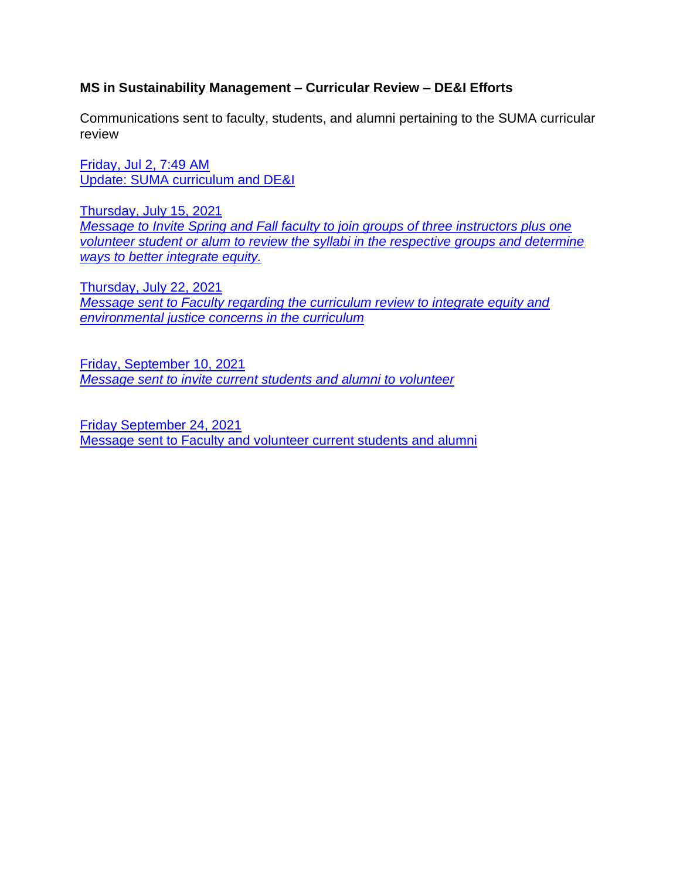**MS in Sustainability Management – Curricular Review – DE&I Efforts**

Communications sent to faculty, students, and alumni pertaining to the SUMA curricular review

Friday, Jul 2, 7:49 AM
Update: SUMA curriculum and DE&I

Thursday, July 15, 2021
*Message to Invite Spring and Fall faculty to join groups of three instructors plus one volunteer student or alum to review the syllabi in the respective groups and determine ways to better integrate equity.*

Thursday, July 22, 2021
*Message sent to Faculty regarding the curriculum review to integrate equity and environmental justice concerns in the curriculum*

Friday, September 10, 2021
*Message sent to invite current students and alumni to volunteer*

Friday September 24, 2021
Message sent to Faculty and volunteer current students and alumni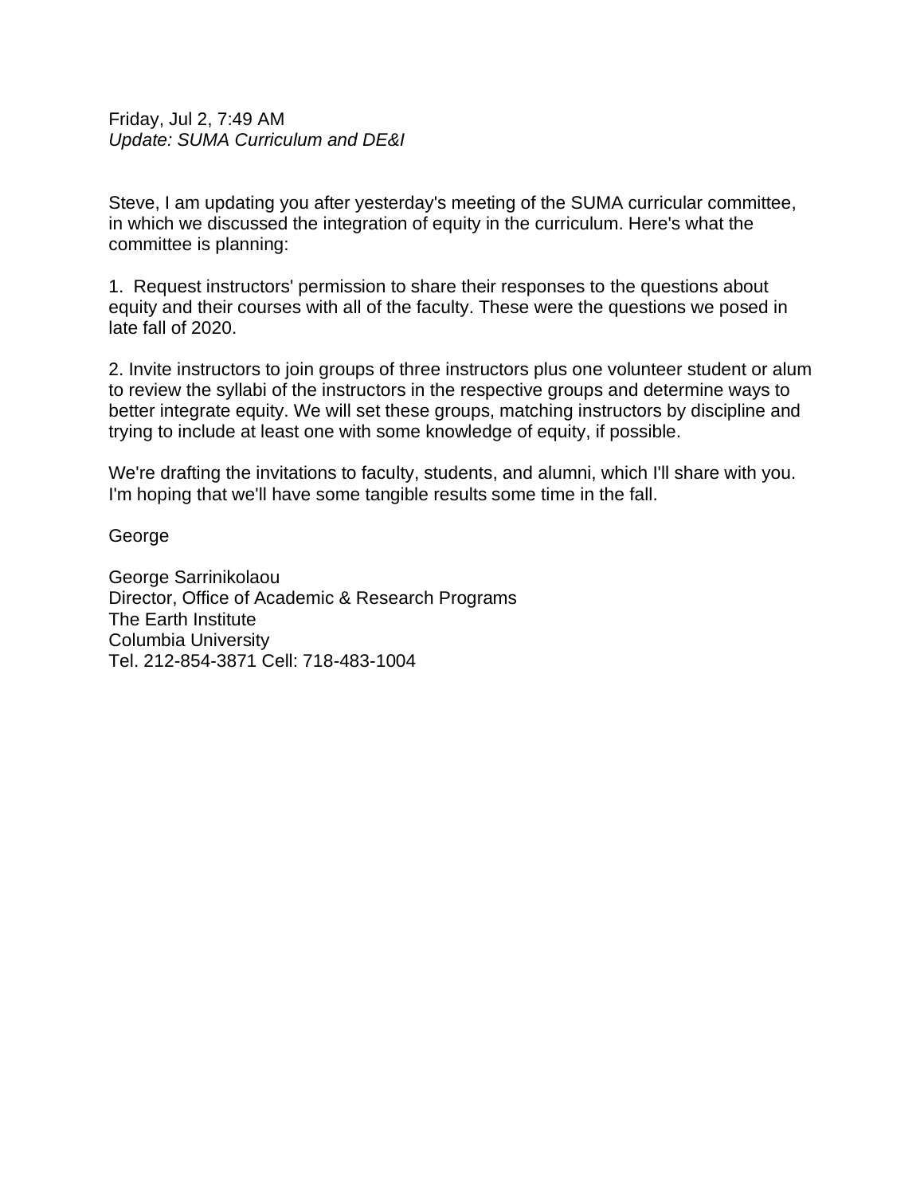Friday, Jul 2, 7:49 AM
*Update: SUMA Curriculum and DE&I*

Steve, I am updating you after yesterday's meeting of the SUMA curricular committee, in which we discussed the integration of equity in the curriculum. Here's what the committee is planning:

1. Request instructors' permission to share their responses to the questions about equity and their courses with all of the faculty. These were the questions we posed in late fall of 2020.

2. Invite instructors to join groups of three instructors plus one volunteer student or alum to review the syllabi of the instructors in the respective groups and determine ways to better integrate equity. We will set these groups, matching instructors by discipline and trying to include at least one with some knowledge of equity, if possible.

We're drafting the invitations to faculty, students, and alumni, which I'll share with you. I'm hoping that we'll have some tangible results some time in the fall.

George

George Sarrinikolaou
Director, Office of Academic & Research Programs
The Earth Institute
Columbia University
Tel. 212-854-3871 Cell: 718-483-1004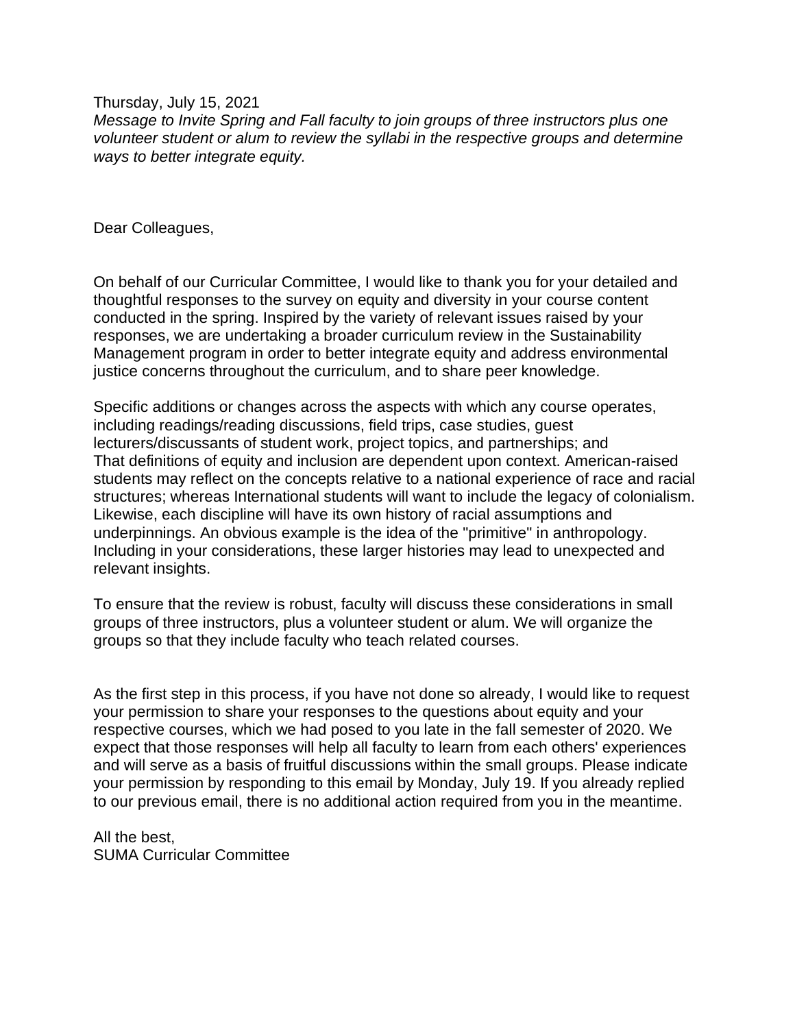Thursday, July 15, 2021

*Message to Invite Spring and Fall faculty to join groups of three instructors plus one volunteer student or alum to review the syllabi in the respective groups and determine ways to better integrate equity.*

Dear Colleagues,

On behalf of our Curricular Committee, I would like to thank you for your detailed and thoughtful responses to the survey on equity and diversity in your course content conducted in the spring. Inspired by the variety of relevant issues raised by your responses, we are undertaking a broader curriculum review in the Sustainability Management program in order to better integrate equity and address environmental justice concerns throughout the curriculum, and to share peer knowledge.

Specific additions or changes across the aspects with which any course operates, including readings/reading discussions, field trips, case studies, guest lecturers/discussants of student work, project topics, and partnerships; and
That definitions of equity and inclusion are dependent upon context. American-raised students may reflect on the concepts relative to a national experience of race and racial structures; whereas International students will want to include the legacy of colonialism. Likewise, each discipline will have its own history of racial assumptions and underpinnings. An obvious example is the idea of the "primitive" in anthropology. Including in your considerations, these larger histories may lead to unexpected and relevant insights.

To ensure that the review is robust, faculty will discuss these considerations in small groups of three instructors, plus a volunteer student or alum. We will organize the groups so that they include faculty who teach related courses.

As the first step in this process, if you have not done so already, I would like to request your permission to share your responses to the questions about equity and your respective courses, which we had posed to you late in the fall semester of 2020. We expect that those responses will help all faculty to learn from each others' experiences and will serve as a basis of fruitful discussions within the small groups. Please indicate your permission by responding to this email by Monday, July 19. If you already replied to our previous email, there is no additional action required from you in the meantime.

All the best,
SUMA Curricular Committee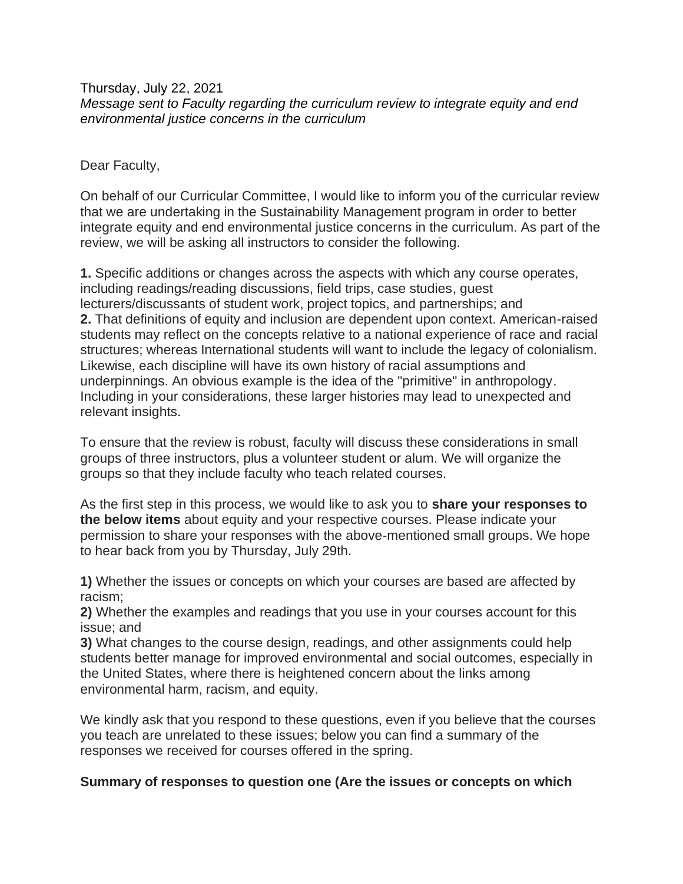Thursday, July 22, 2021

*Message sent to Faculty regarding the curriculum review to integrate equity and end environmental justice concerns in the curriculum*

Dear Faculty,

On behalf of our Curricular Committee, I would like to inform you of the curricular review that we are undertaking in the Sustainability Management program in order to better integrate equity and end environmental justice concerns in the curriculum. As part of the review, we will be asking all instructors to consider the following.

**1.** Specific additions or changes across the aspects with which any course operates, including readings/reading discussions, field trips, case studies, guest lecturers/discussants of student work, project topics, and partnerships; and
**2.** That definitions of equity and inclusion are dependent upon context. American-raised students may reflect on the concepts relative to a national experience of race and racial structures; whereas International students will want to include the legacy of colonialism. Likewise, each discipline will have its own history of racial assumptions and underpinnings. An obvious example is the idea of the "primitive" in anthropology. Including in your considerations, these larger histories may lead to unexpected and relevant insights.

To ensure that the review is robust, faculty will discuss these considerations in small groups of three instructors, plus a volunteer student or alum. We will organize the groups so that they include faculty who teach related courses.

As the first step in this process, we would like to ask you to **share your responses to the below items** about equity and your respective courses. Please indicate your permission to share your responses with the above-mentioned small groups. We hope to hear back from you by Thursday, July 29th.

**1)** Whether the issues or concepts on which your courses are based are affected by racism;
**2)** Whether the examples and readings that you use in your courses account for this issue; and
**3)** What changes to the course design, readings, and other assignments could help students better manage for improved environmental and social outcomes, especially in the United States, where there is heightened concern about the links among environmental harm, racism, and equity.

We kindly ask that you respond to these questions, even if you believe that the courses you teach are unrelated to these issues; below you can find a summary of the responses we received for courses offered in the spring.

**Summary of responses to question one (Are the issues or concepts on which**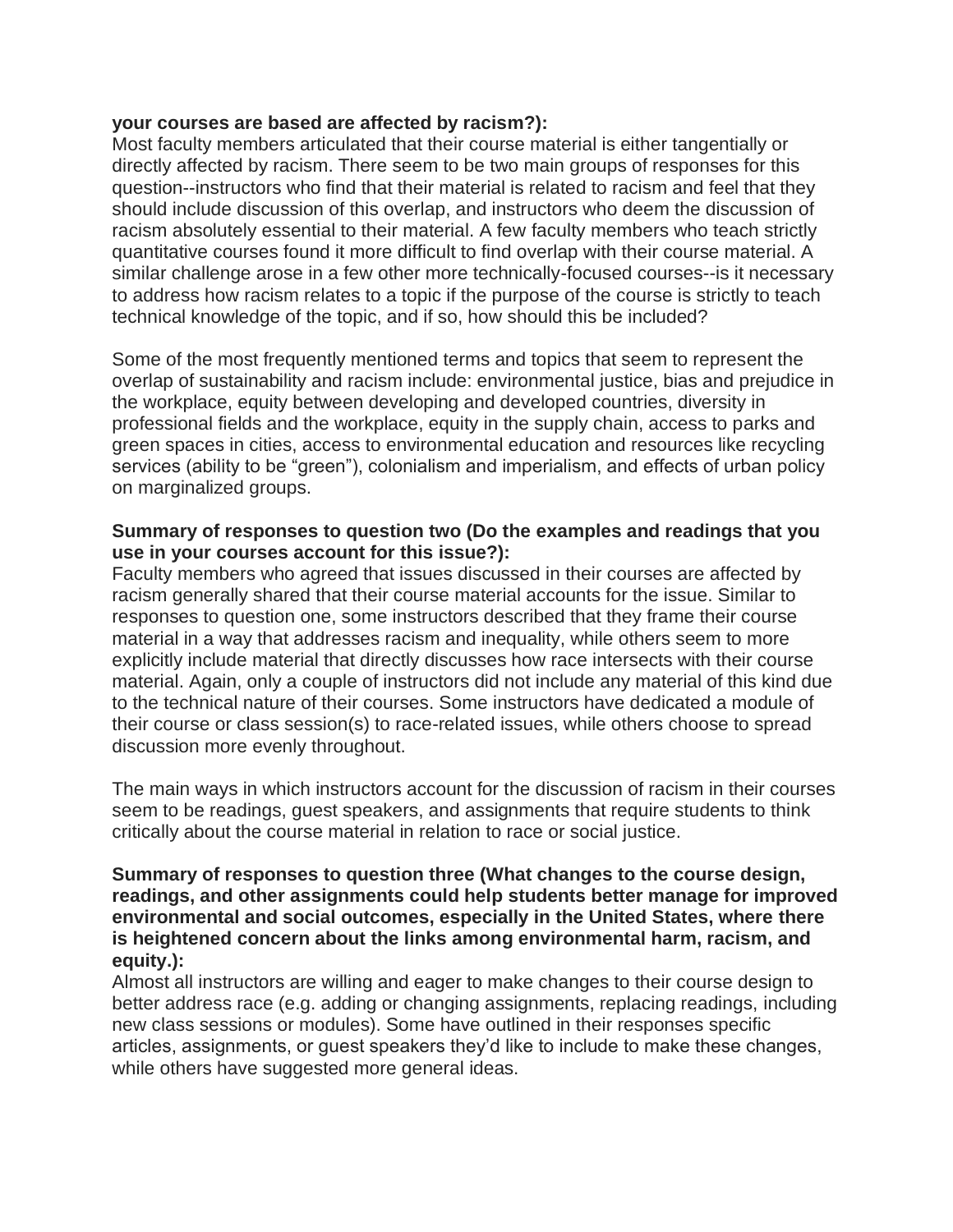**your courses are based are affected by racism?):**
Most faculty members articulated that their course material is either tangentially or directly affected by racism. There seem to be two main groups of responses for this question--instructors who find that their material is related to racism and feel that they should include discussion of this overlap, and instructors who deem the discussion of racism absolutely essential to their material. A few faculty members who teach strictly quantitative courses found it more difficult to find overlap with their course material. A similar challenge arose in a few other more technically-focused courses--is it necessary to address how racism relates to a topic if the purpose of the course is strictly to teach technical knowledge of the topic, and if so, how should this be included?

Some of the most frequently mentioned terms and topics that seem to represent the overlap of sustainability and racism include: environmental justice, bias and prejudice in the workplace, equity between developing and developed countries, diversity in professional fields and the workplace, equity in the supply chain, access to parks and green spaces in cities, access to environmental education and resources like recycling services (ability to be "green"), colonialism and imperialism, and effects of urban policy on marginalized groups.

**Summary of responses to question two (Do the examples and readings that you use in your courses account for this issue?):**
Faculty members who agreed that issues discussed in their courses are affected by racism generally shared that their course material accounts for the issue. Similar to responses to question one, some instructors described that they frame their course material in a way that addresses racism and inequality, while others seem to more explicitly include material that directly discusses how race intersects with their course material. Again, only a couple of instructors did not include any material of this kind due to the technical nature of their courses. Some instructors have dedicated a module of their course or class session(s) to race-related issues, while others choose to spread discussion more evenly throughout.

The main ways in which instructors account for the discussion of racism in their courses seem to be readings, guest speakers, and assignments that require students to think critically about the course material in relation to race or social justice.

**Summary of responses to question three (What changes to the course design, readings, and other assignments could help students better manage for improved environmental and social outcomes, especially in the United States, where there is heightened concern about the links among environmental harm, racism, and equity.):**
Almost all instructors are willing and eager to make changes to their course design to better address race (e.g. adding or changing assignments, replacing readings, including new class sessions or modules). Some have outlined in their responses specific articles, assignments, or guest speakers they'd like to include to make these changes, while others have suggested more general ideas.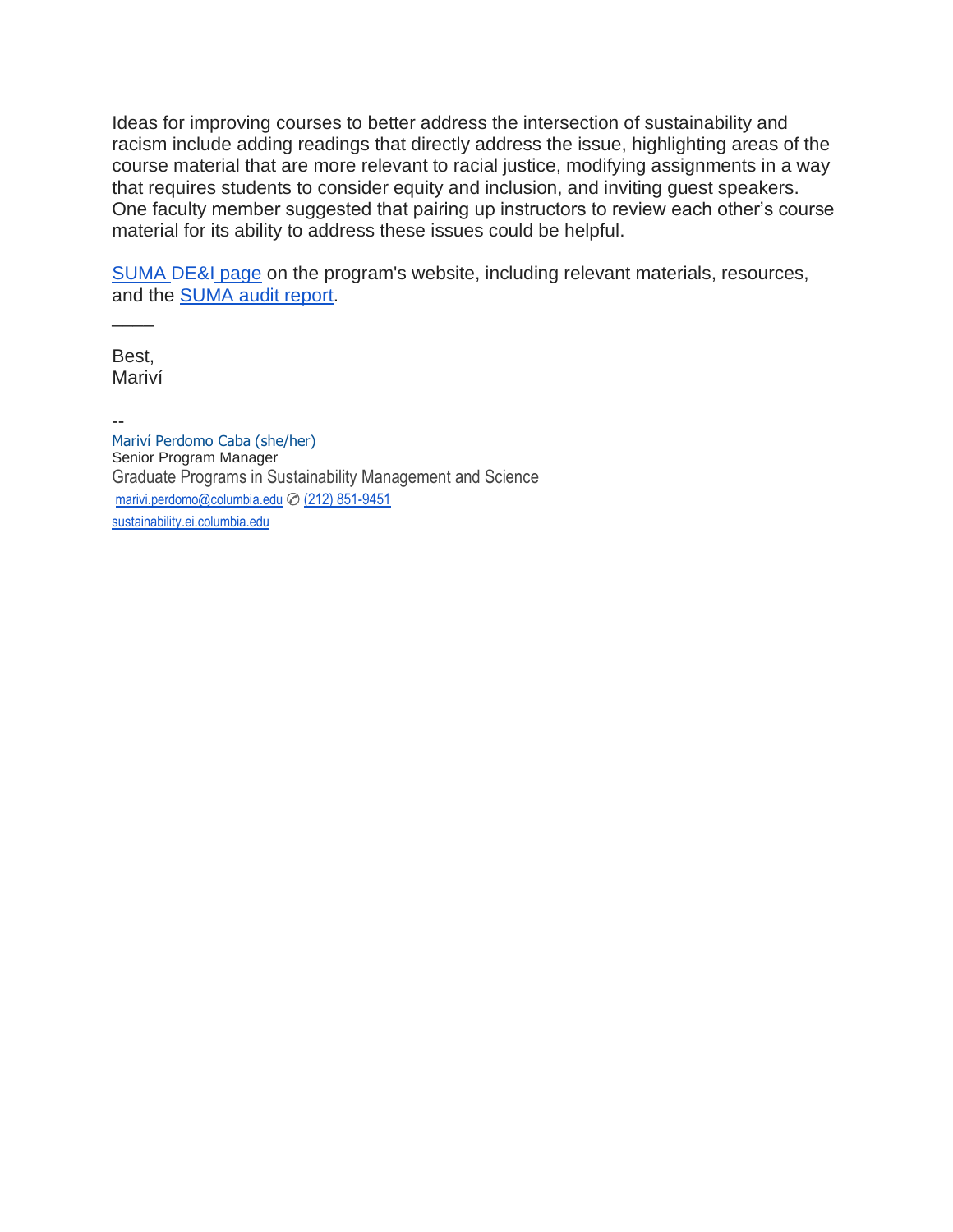Ideas for improving courses to better address the intersection of sustainability and racism include adding readings that directly address the issue, highlighting areas of the course material that are more relevant to racial justice, modifying assignments in a way that requires students to consider equity and inclusion, and inviting guest speakers. One faculty member suggested that pairing up instructors to review each other's course material for its ability to address these issues could be helpful.

SUMA DE&I page on the program's website, including relevant materials, resources, and the SUMA audit report.

\_\_\_\_

Best,
Mariví

--
Mariví Perdomo Caba (she/her)
Senior Program Manager
Graduate Programs in Sustainability Management and Science
marivi.perdomo@columbia.edu ✆ (212) 851-9451
sustainability.ei.columbia.edu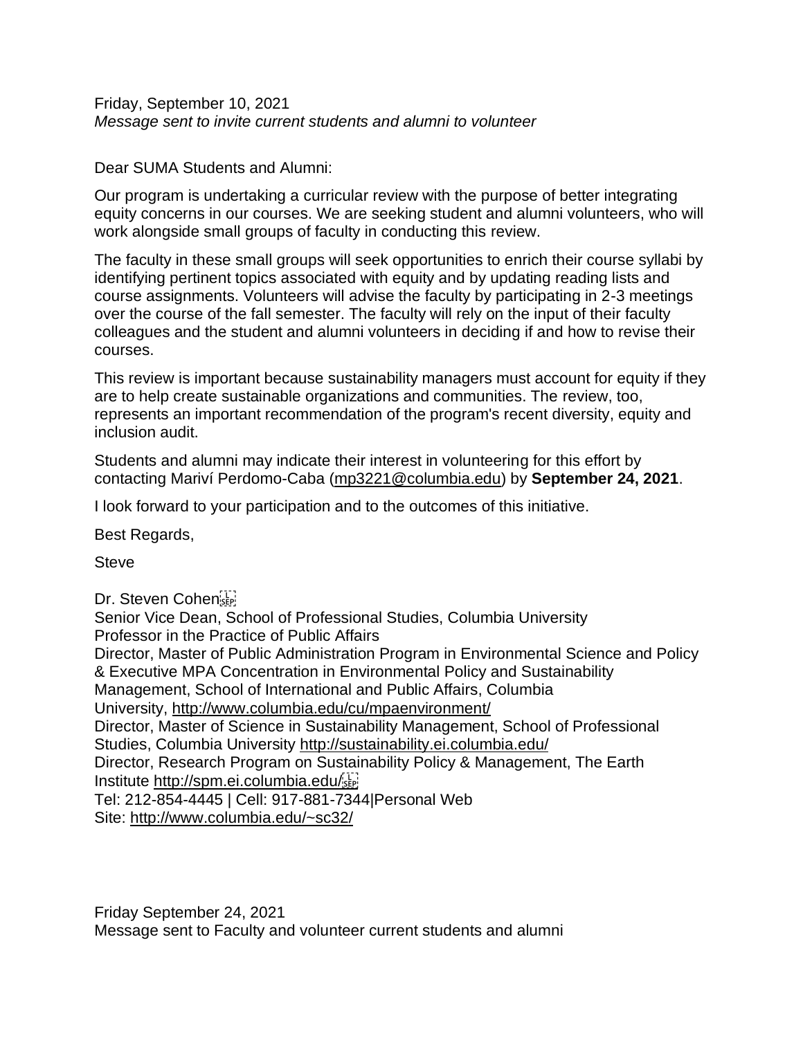Friday, September 10, 2021
*Message sent to invite current students and alumni to volunteer*

Dear SUMA Students and Alumni:

Our program is undertaking a curricular review with the purpose of better integrating equity concerns in our courses. We are seeking student and alumni volunteers, who will work alongside small groups of faculty in conducting this review.

The faculty in these small groups will seek opportunities to enrich their course syllabi by identifying pertinent topics associated with equity and by updating reading lists and course assignments. Volunteers will advise the faculty by participating in 2-3 meetings over the course of the fall semester. The faculty will rely on the input of their faculty colleagues and the student and alumni volunteers in deciding if and how to revise their courses.

This review is important because sustainability managers must account for equity if they are to help create sustainable organizations and communities. The review, too, represents an important recommendation of the program's recent diversity, equity and inclusion audit.

Students and alumni may indicate their interest in volunteering for this effort by contacting Mariví Perdomo-Caba (mp3221@columbia.edu) by **September 24, 2021**.

I look forward to your participation and to the outcomes of this initiative.

Best Regards,

Steve

Dr. Steven Cohen
Senior Vice Dean, School of Professional Studies, Columbia University
Professor in the Practice of Public Affairs
Director, Master of Public Administration Program in Environmental Science and Policy & Executive MPA Concentration in Environmental Policy and Sustainability Management, School of International and Public Affairs, Columbia University, http://www.columbia.edu/cu/mpaenvironment/
Director, Master of Science in Sustainability Management, School of Professional Studies, Columbia University http://sustainability.ei.columbia.edu/
Director, Research Program on Sustainability Policy & Management, The Earth Institute http://spm.ei.columbia.edu/
Tel: 212-854-4445 | Cell: 917-881-7344|Personal Web Site: http://www.columbia.edu/~sc32/

Friday September 24, 2021
Message sent to Faculty and volunteer current students and alumni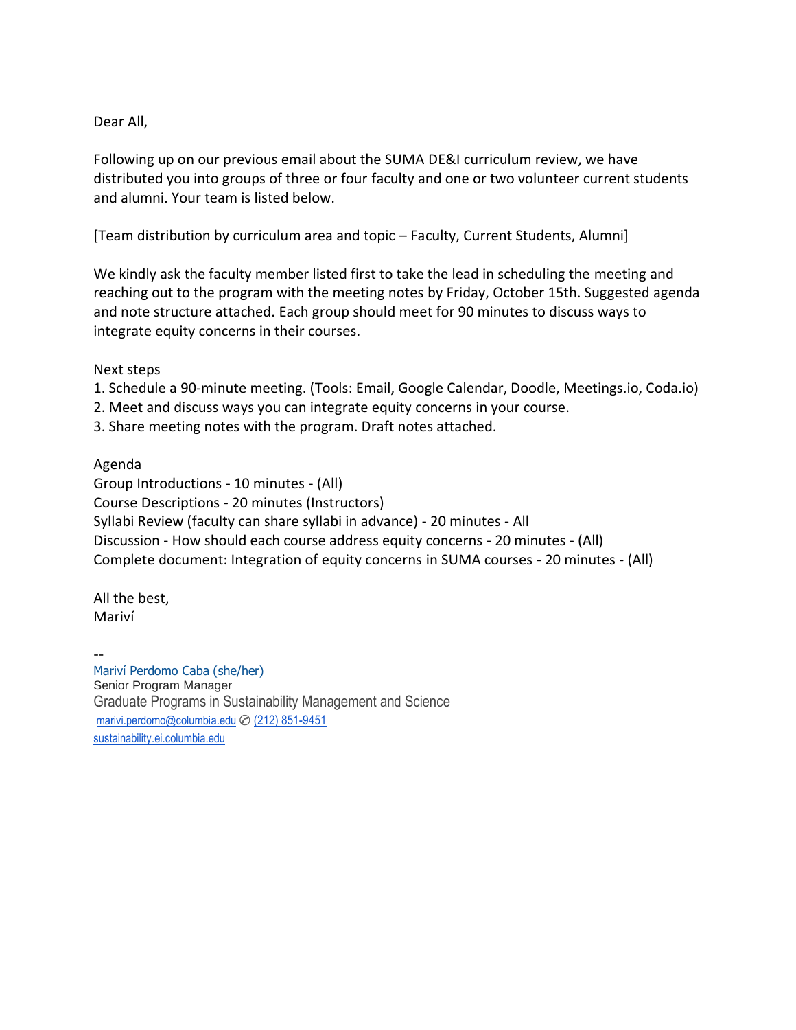Dear All,

Following up on our previous email about the SUMA DE&I curriculum review, we have distributed you into groups of three or four faculty and one or two volunteer current students and alumni. Your team is listed below.

[Team distribution by curriculum area and topic – Faculty, Current Students, Alumni]

We kindly ask the faculty member listed first to take the lead in scheduling the meeting and reaching out to the program with the meeting notes by Friday, October 15th. Suggested agenda and note structure attached. Each group should meet for 90 minutes to discuss ways to integrate equity concerns in their courses.

Next steps

1. Schedule a 90-minute meeting. (Tools: Email, Google Calendar, Doodle, Meetings.io, Coda.io)
2. Meet and discuss ways you can integrate equity concerns in your course.
3. Share meeting notes with the program. Draft notes attached.

Agenda

Group Introductions - 10 minutes - (All)
Course Descriptions - 20 minutes (Instructors)
Syllabi Review (faculty can share syllabi in advance) - 20 minutes - All
Discussion - How should each course address equity concerns - 20 minutes - (All)
Complete document: Integration of equity concerns in SUMA courses - 20 minutes - (All)

All the best,
Mariví

--
Mariví Perdomo Caba (she/her)
Senior Program Manager
Graduate Programs in Sustainability Management and Science
marivi.perdomo@columbia.edu ✆ (212) 851-9451
sustainability.ei.columbia.edu